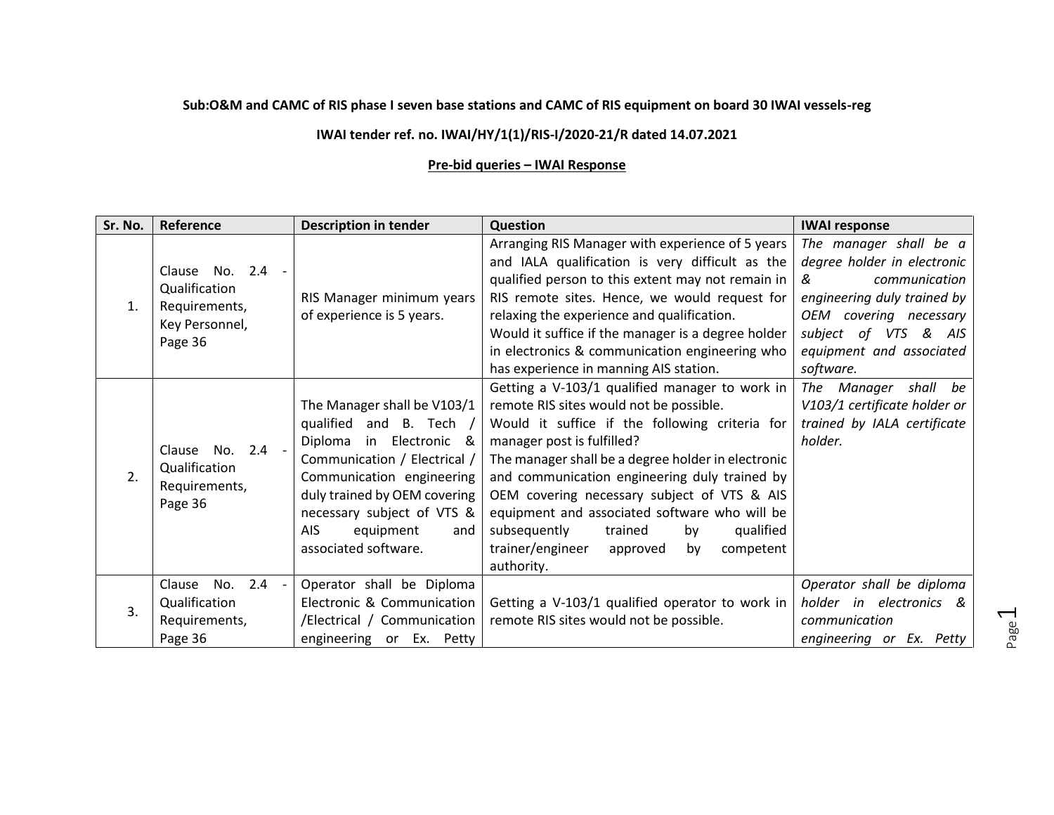**Sub:O&M and CAMC of RIS phase I seven base stations and CAMC of RIS equipment on board 30 IWAI vessels-reg**

**IWAI tender ref. no. IWAI/HY/1(1)/RIS-I/2020-21/R dated 14.07.2021**

**Pre-bid queries – IWAI Response**

| Sr. No. | Reference | Description in tender | Question | IWAI response |
|---|---|---|---|---|
| 1. | Clause No. 2.4 - Qualification Requirements, Key Personnel, Page 36 | RIS Manager minimum years of experience is 5 years. | Arranging RIS Manager with experience of 5 years and IALA qualification is very difficult as the qualified person to this extent may not remain in RIS remote sites. Hence, we would request for relaxing the experience and qualification. Would it suffice if the manager is a degree holder in electronics & communication engineering who has experience in manning AIS station. | *The manager shall be a degree holder in electronic & communication engineering duly trained by OEM covering necessary subject of VTS & AIS equipment and associated software.* |
| 2. | Clause No. 2.4 - Qualification Requirements, Page 36 | The Manager shall be V103/1 qualified and B. Tech / Diploma in Electronic & Communication / Electrical / Communication engineering duly trained by OEM covering necessary subject of VTS & AIS equipment and associated software. | Getting a V-103/1 qualified manager to work in remote RIS sites would not be possible. Would it suffice if the following criteria for manager post is fulfilled? The manager shall be a degree holder in electronic and communication engineering duly trained by OEM covering necessary subject of VTS & AIS equipment and associated software who will be subsequently trained by qualified trainer/engineer approved by competent authority. | *The Manager shall be V103/1 certificate holder or trained by IALA certificate holder.* |
| 3. | Clause No. 2.4 - Qualification Requirements, Page 36 | Operator shall be Diploma Electronic & Communication /Electrical / Communication engineering or Ex. Petty | Getting a V-103/1 qualified operator to work in remote RIS sites would not be possible. | *Operator shall be diploma holder in electronics & communication engineering or Ex. Petty* |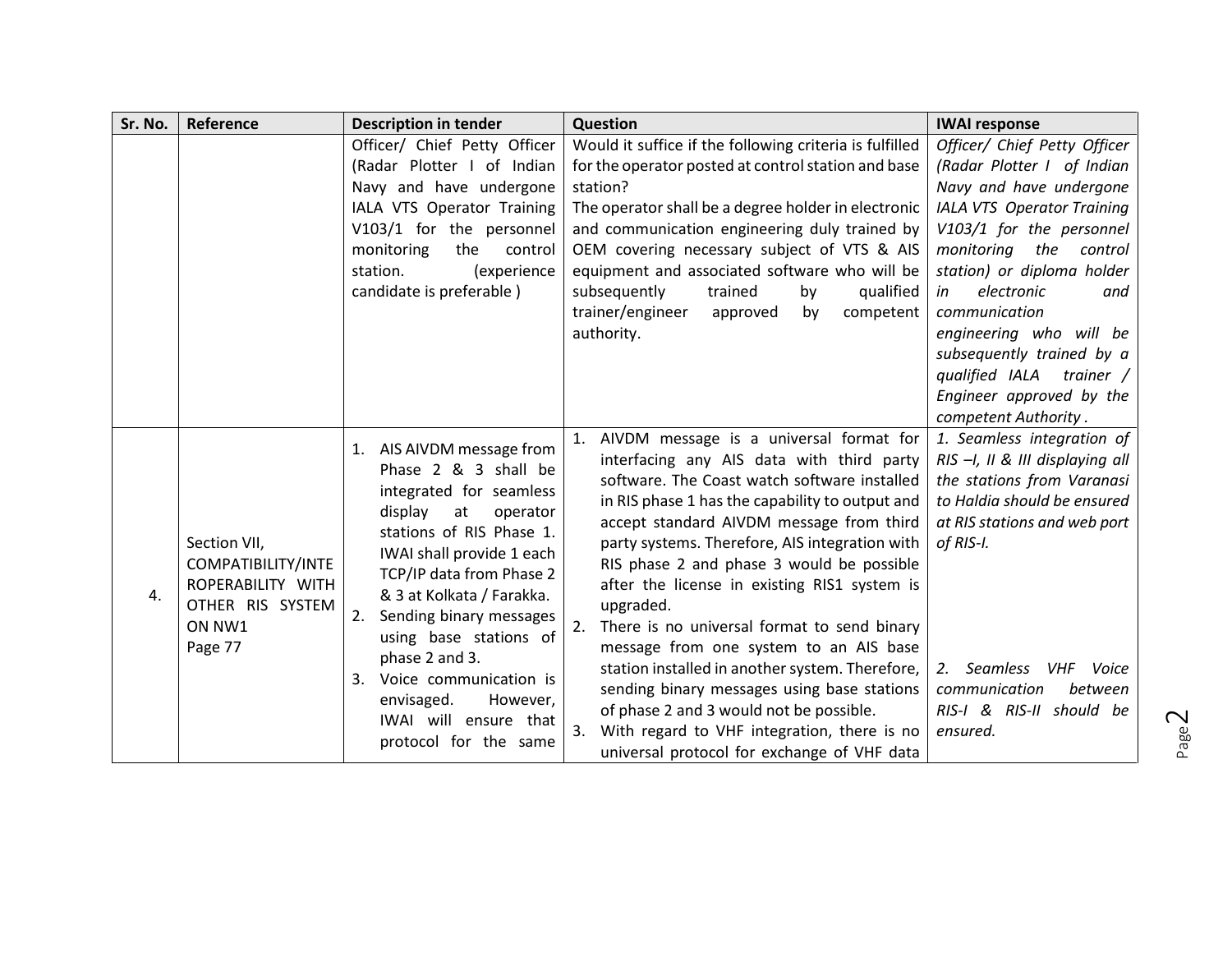| Sr. No. | Reference | Description in tender | Question | IWAI response |
|---|---|---|---|---|
| | | Officer/ Chief Petty Officer (Radar Plotter I of Indian Navy and have undergone IALA VTS Operator Training V103/1 for the personnel monitoring the control station. (experience candidate is preferable ) | Would it suffice if the following criteria is fulfilled for the operator posted at control station and base station?<br>The operator shall be a degree holder in electronic and communication engineering duly trained by OEM covering necessary subject of VTS & AIS equipment and associated software who will be subsequently trained by qualified trainer/engineer approved by competent authority. | *Officer/ Chief Petty Officer (Radar Plotter I of Indian Navy and have undergone IALA VTS Operator Training V103/1 for the personnel monitoring the control station) or diploma holder in electronic and communication engineering who will be subsequently trained by a qualified IALA trainer / Engineer approved by the competent Authority .* |
| 4. | Section VII, COMPATIBILITY/INTEROPERABILITY WITH OTHER RIS SYSTEM ON NW1<br>Page 77 | 1. AIS AIVDM message from Phase 2 & 3 shall be integrated for seamless display at operator stations of RIS Phase 1. IWAI shall provide 1 each TCP/IP data from Phase 2 & 3 at Kolkata / Farakka.<br>2. Sending binary messages using base stations of phase 2 and 3.<br>3. Voice communication is envisaged. However, IWAI will ensure that protocol for the same | 1. AIVDM message is a universal format for interfacing any AIS data with third party software. The Coast watch software installed in RIS phase 1 has the capability to output and accept standard AIVDM message from third party systems. Therefore, AIS integration with RIS phase 2 and phase 3 would be possible after the license in existing RIS1 system is upgraded.<br>2. There is no universal format to send binary message from one system to an AIS base station installed in another system. Therefore, sending binary messages using base stations of phase 2 and 3 would not be possible.<br>3. With regard to VHF integration, there is no universal protocol for exchange of VHF data | *1. Seamless integration of RIS –I, II & III displaying all the stations from Varanasi to Haldia should be ensured at RIS stations and web port of RIS-I.*<br><br>*2. Seamless VHF Voice communication between RIS-I & RIS-II should be ensured.* |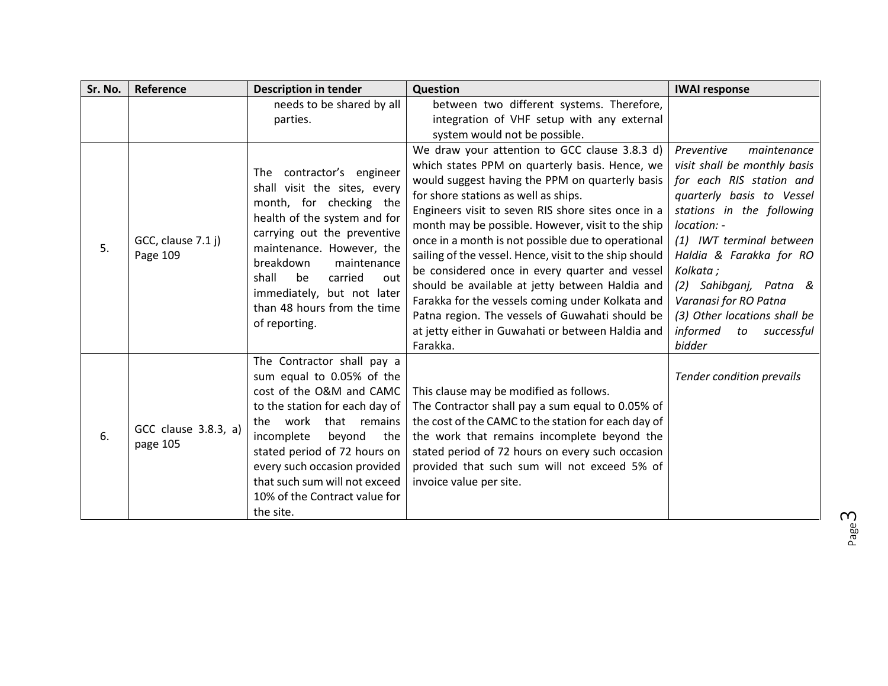| Sr. No. | Reference | Description in tender | Question | IWAI response |
|---|---|---|---|---|
| | | needs to be shared by all parties. | between two different systems. Therefore, integration of VHF setup with any external system would not be possible. | |
| 5. | GCC, clause 7.1 j) Page 109 | The contractor's engineer shall visit the sites, every month, for checking the health of the system and for carrying out the preventive maintenance. However, the breakdown maintenance shall be carried out immediately, but not later than 48 hours from the time of reporting. | We draw your attention to GCC clause 3.8.3 d) which states PPM on quarterly basis. Hence, we would suggest having the PPM on quarterly basis for shore stations as well as ships.<br>Engineers visit to seven RIS shore sites once in a month may be possible. However, visit to the ship once in a month is not possible due to operational sailing of the vessel. Hence, visit to the ship should be considered once in every quarter and vessel should be available at jetty between Haldia and Farakka for the vessels coming under Kolkata and Patna region. The vessels of Guwahati should be at jetty either in Guwahati or between Haldia and Farakka. | *Preventive maintenance visit shall be monthly basis for each RIS station and quarterly basis to Vessel stations in the following location: -*<br>*(1) IWT terminal between Haldia & Farakka for RO Kolkata ;*<br>*(2) Sahibganj, Patna & Varanasi for RO Patna*<br>*(3) Other locations shall be informed to successful bidder* |
| 6. | GCC clause 3.8.3, a) page 105 | The Contractor shall pay a sum equal to 0.05% of the cost of the O&M and CAMC to the station for each day of the work that remains incomplete beyond the stated period of 72 hours on every such occasion provided that such sum will not exceed 10% of the Contract value for the site. | This clause may be modified as follows.<br>The Contractor shall pay a sum equal to 0.05% of the cost of the CAMC to the station for each day of the work that remains incomplete beyond the stated period of 72 hours on every such occasion provided that such sum will not exceed 5% of invoice value per site. | *Tender condition prevails* |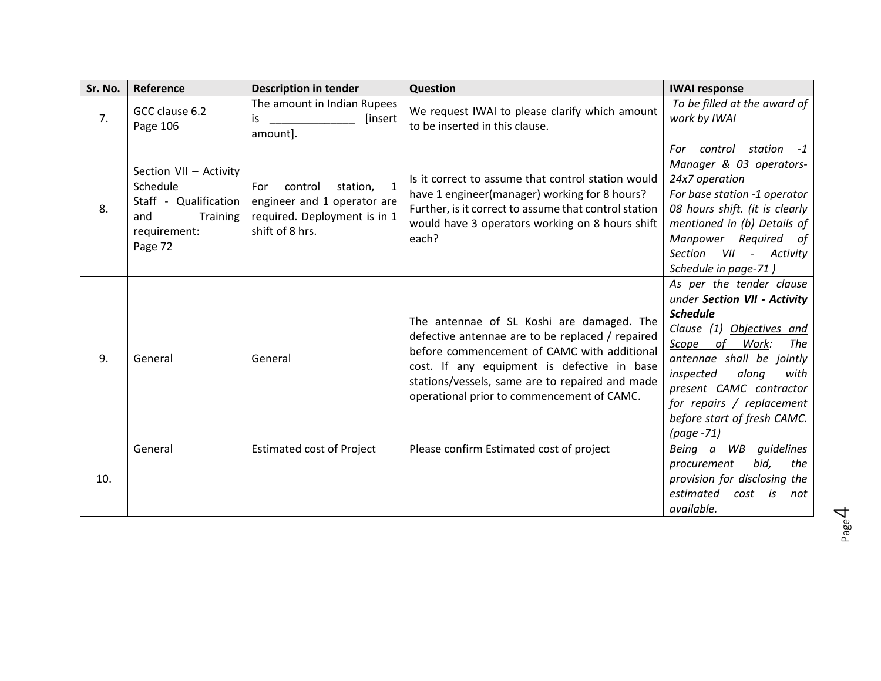| Sr. No. | Reference | Description in tender | Question | IWAI response |
|---|---|---|---|---|
| 7. | GCC clause 6.2 Page 106 | The amount in Indian Rupees is ______________ [insert amount]. | We request IWAI to please clarify which amount to be inserted in this clause. | *To be filled at the award of work by IWAI* |
| 8. | Section VII – Activity Schedule Staff - Qualification and Training requirement: Page 72 | For control station, 1 engineer and 1 operator are required. Deployment is in 1 shift of 8 hrs. | Is it correct to assume that control station would have 1 engineer(manager) working for 8 hours? Further, is it correct to assume that control station would have 3 operators working on 8 hours shift each? | *For control station -1 Manager & 03 operators-24x7 operation For base station -1 operator 08 hours shift. (it is clearly mentioned in (b) Details of Manpower Required of Section VII - Activity Schedule in page-71 )* |
| 9. | General | General | The antennae of SL Koshi are damaged. The defective antennae are to be replaced / repaired before commencement of CAMC with additional cost. If any equipment is defective in base stations/vessels, same are to repaired and made operational prior to commencement of CAMC. | *As per the tender clause under **Section VII - Activity Schedule** Clause (1) Objectives and Scope of Work: The antennae shall be jointly inspected along with present CAMC contractor for repairs / replacement before start of fresh CAMC. (page -71)* |
| 10. | General | Estimated cost of Project | Please confirm Estimated cost of project | *Being a WB guidelines procurement bid, the provision for disclosing the estimated cost is not available.* |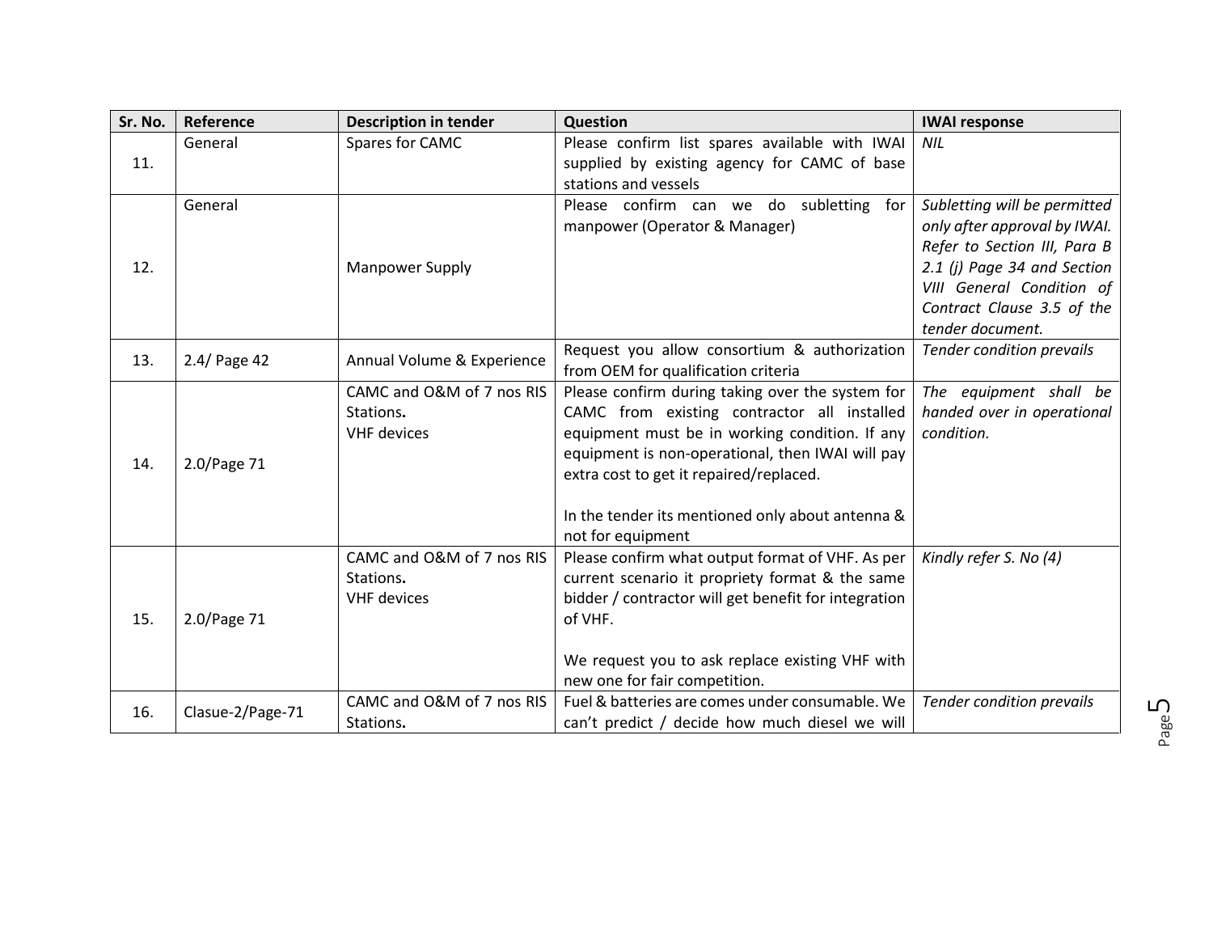| Sr. No. | Reference | Description in tender | Question | IWAI response |
|---|---|---|---|---|
| 11. | General | Spares for CAMC | Please confirm list spares available with IWAI supplied by existing agency for CAMC of base stations and vessels | *NIL* |
| 12. | General | Manpower Supply | Please confirm can we do subletting for manpower (Operator & Manager) | *Subletting will be permitted only after approval by IWAI. Refer to Section III, Para B 2.1 (j) Page 34 and Section VIII General Condition of Contract Clause 3.5 of the tender document.* |
| 13. | 2.4/ Page 42 | Annual Volume & Experience | Request you allow consortium & authorization from OEM for qualification criteria | *Tender condition prevails* |
| 14. | 2.0/Page 71 | CAMC and O&M of 7 nos RIS Stations. VHF devices | Please confirm during taking over the system for CAMC from existing contractor all installed equipment must be in working condition. If any equipment is non-operational, then IWAI will pay extra cost to get it repaired/replaced.<br><br>In the tender its mentioned only about antenna & not for equipment | *The equipment shall be handed over in operational condition.* |
| 15. | 2.0/Page 71 | CAMC and O&M of 7 nos RIS Stations. VHF devices | Please confirm what output format of VHF. As per current scenario it propriety format & the same bidder / contractor will get benefit for integration of VHF.<br><br>We request you to ask replace existing VHF with new one for fair competition. | *Kindly refer S. No (4)* |
| 16. | Clasue-2/Page-71 | CAMC and O&M of 7 nos RIS Stations. | Fuel & batteries are comes under consumable. We can't predict / decide how much diesel we will | *Tender condition prevails* |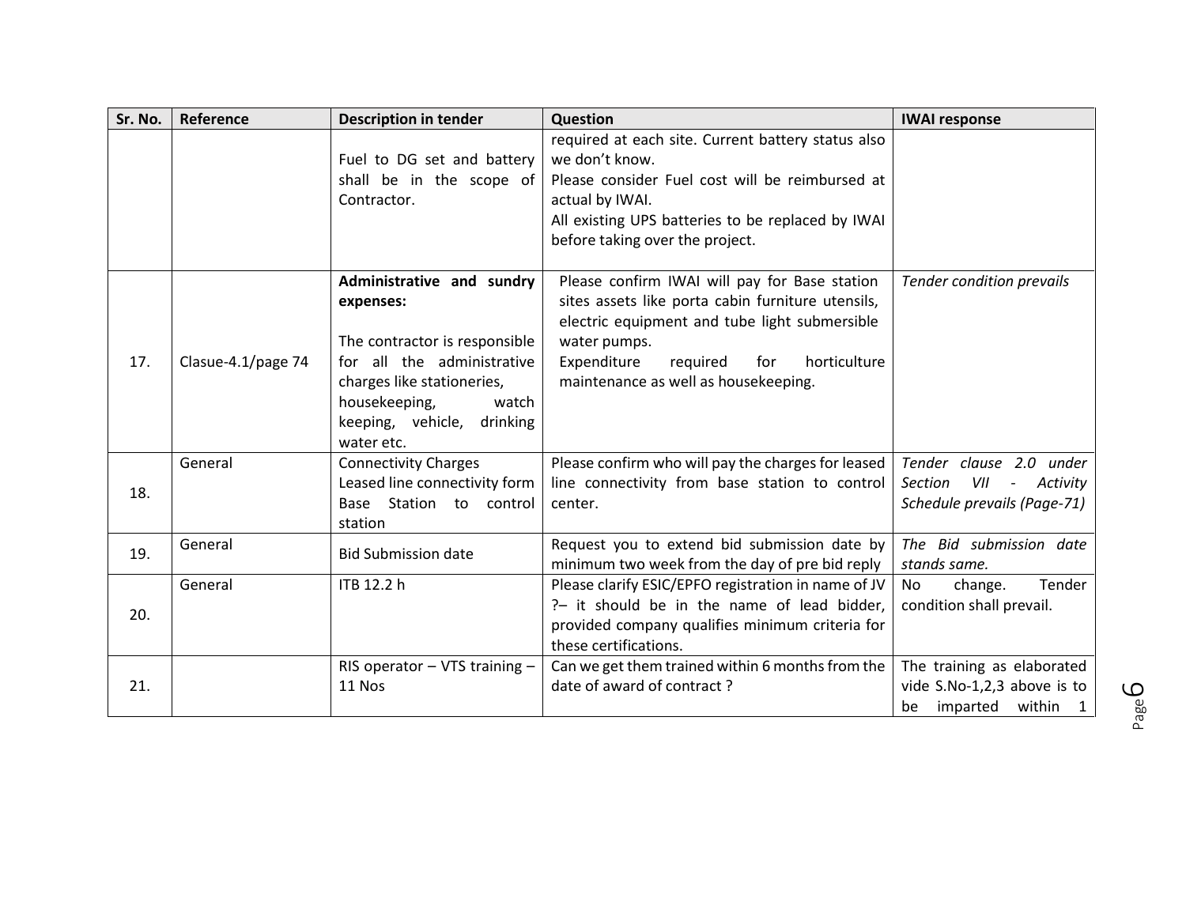| Sr. No. | Reference | Description in tender | Question | IWAI response |
|---|---|---|---|---|
| | | Fuel to DG set and battery shall be in the scope of Contractor. | required at each site. Current battery status also we don't know. Please consider Fuel cost will be reimbursed at actual by IWAI. All existing UPS batteries to be replaced by IWAI before taking over the project. | |
| 17. | Clasue-4.1/page 74 | **Administrative and sundry expenses:** The contractor is responsible for all the administrative charges like stationeries, housekeeping, watch keeping, vehicle, drinking water etc. | Please confirm IWAI will pay for Base station sites assets like porta cabin furniture utensils, electric equipment and tube light submersible water pumps. Expenditure required for horticulture maintenance as well as housekeeping. | *Tender condition prevails* |
| 18. | General | Connectivity Charges Leased line connectivity form Base Station to control station | Please confirm who will pay the charges for leased line connectivity from base station to control center. | *Tender clause 2.0 under Section VII - Activity Schedule prevails (Page-71)* |
| 19. | General | Bid Submission date | Request you to extend bid submission date by minimum two week from the day of pre bid reply | *The Bid submission date stands same.* |
| 20. | General | ITB 12.2 h | Please clarify ESIC/EPFO registration in name of JV ?– it should be in the name of lead bidder, provided company qualifies minimum criteria for these certifications. | No change. Tender condition shall prevail. |
| 21. | | RIS operator – VTS training – 11 Nos | Can we get them trained within 6 months from the date of award of contract ? | The training as elaborated vide S.No-1,2,3 above is to be imparted within 1 |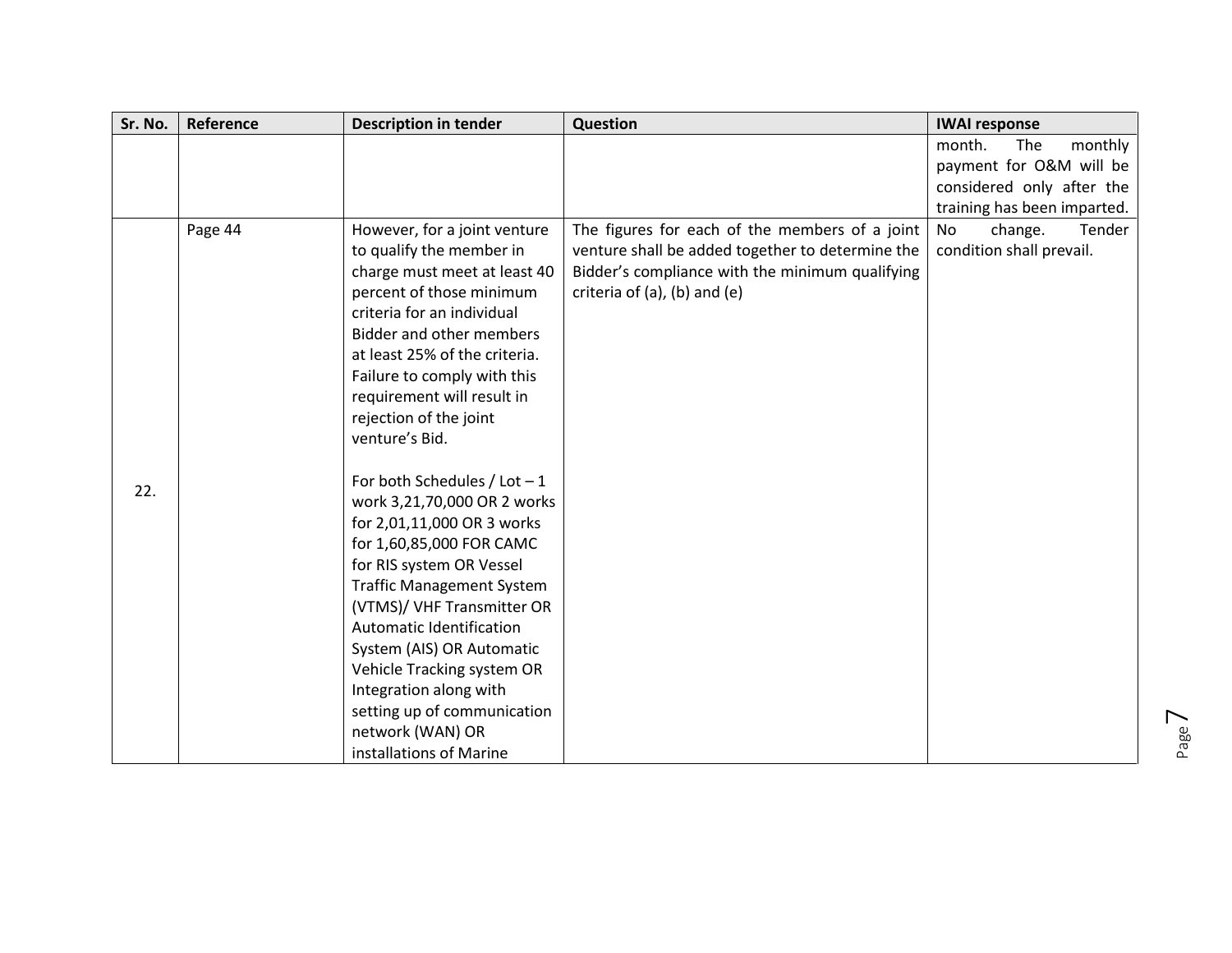| Sr. No. | Reference | Description in tender | Question | IWAI response |
|---|---|---|---|---|
| | | | | month. The monthly payment for O&M will be considered only after the training has been imparted. |
| 22. | Page 44 | However, for a joint venture to qualify the member in charge must meet at least 40 percent of those minimum criteria for an individual Bidder and other members at least 25% of the criteria. Failure to comply with this requirement will result in rejection of the joint venture's Bid.<br><br>For both Schedules / Lot – 1 work 3,21,70,000 OR 2 works for 2,01,11,000 OR 3 works for 1,60,85,000 FOR CAMC for RIS system OR Vessel Traffic Management System (VTMS)/ VHF Transmitter OR Automatic Identification System (AIS) OR Automatic Vehicle Tracking system OR Integration along with setting up of communication network (WAN) OR installations of Marine | The figures for each of the members of a joint venture shall be added together to determine the Bidder's compliance with the minimum qualifying criteria of (a), (b) and (e) | No change. Tender condition shall prevail. |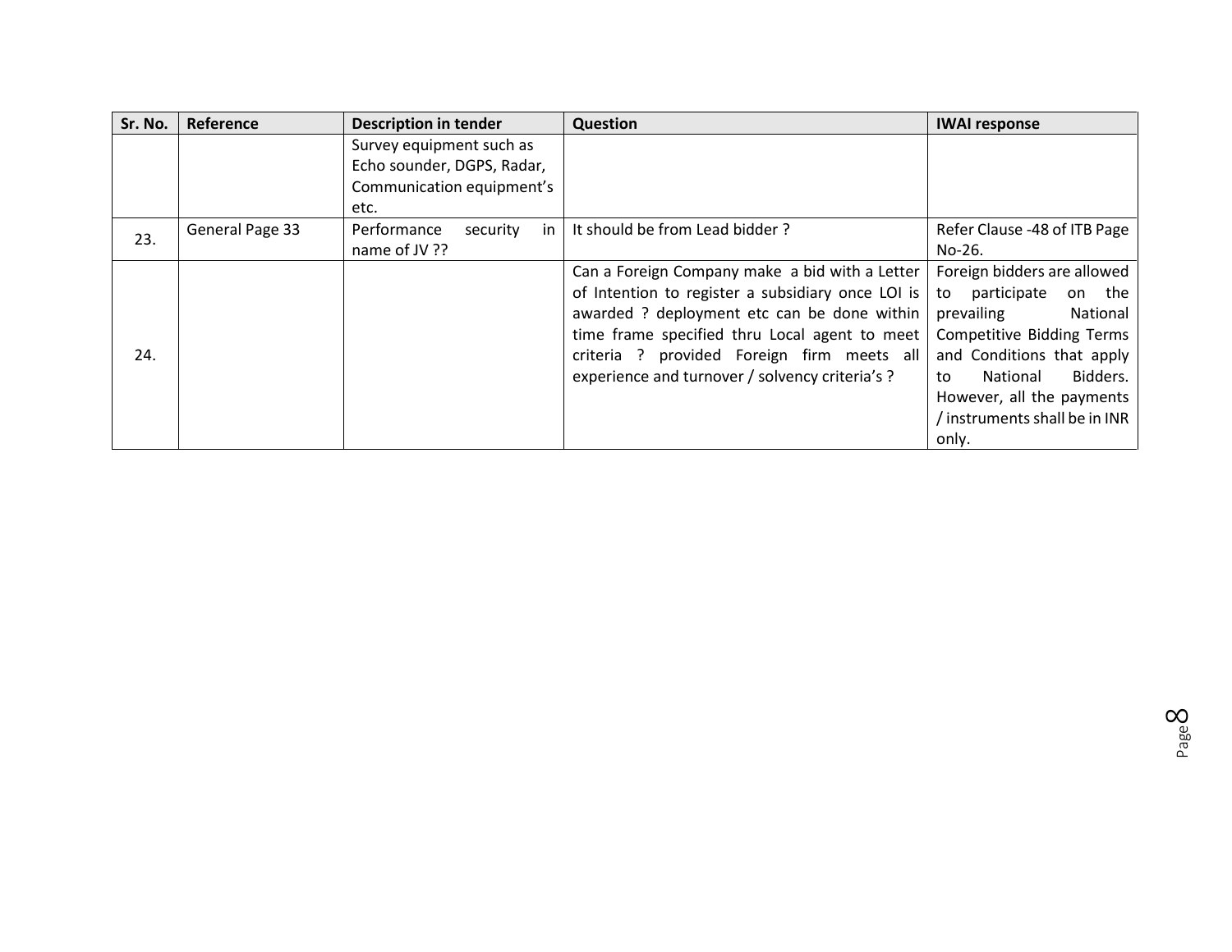| Sr. No. | Reference | Description in tender | Question | IWAI response |
|---|---|---|---|---|
| | | Survey equipment such as Echo sounder, DGPS, Radar, Communication equipment's etc. | | |
| 23. | General Page 33 | Performance security in name of JV ?? | It should be from Lead bidder ? | Refer Clause -48 of ITB Page No-26. |
| 24. | | | Can a Foreign Company make a bid with a Letter of Intention to register a subsidiary once LOI is awarded ? deployment etc can be done within time frame specified thru Local agent to meet criteria ? provided Foreign firm meets all experience and turnover / solvency criteria's ? | Foreign bidders are allowed to participate on the prevailing National Competitive Bidding Terms and Conditions that apply to National Bidders. However, all the payments / instruments shall be in INR only. |